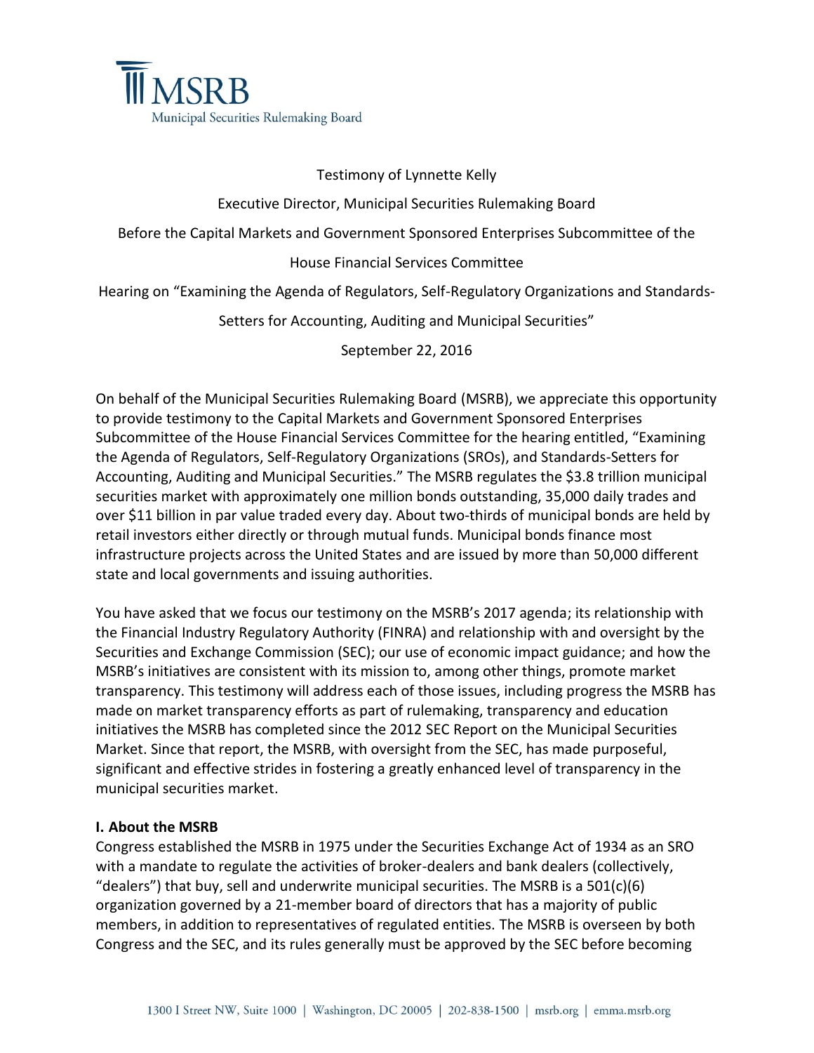MSRB

Municipal Securities Rulemaking Board

Testimony of Lynnette Kelly

Executive Director, Municipal Securities Rulemaking Board

Before the Capital Markets and Government Sponsored Enterprises Subcommittee of the House Financial Services Committee

Hearing on "Examining the Agenda of Regulators, Self-Regulatory Organizations and Standards-Setters for Accounting, Auditing and Municipal Securities"

September 22, 2016

On behalf of the Municipal Securities Rulemaking Board (MSRB), we appreciate this opportunity to provide testimony to the Capital Markets and Government Sponsored Enterprises Subcommittee of the House Financial Services Committee for the hearing entitled, "Examining the Agenda of Regulators, Self-Regulatory Organizations (SROs), and Standards-Setters for Accounting, Auditing and Municipal Securities." The MSRB regulates the $3.8 trillion municipal securities market with approximately one million bonds outstanding, 35,000 daily trades and over $11 billion in par value traded every day. About two-thirds of municipal bonds are held by retail investors either directly or through mutual funds. Municipal bonds finance most infrastructure projects across the United States and are issued by more than 50,000 different state and local governments and issuing authorities.

You have asked that we focus our testimony on the MSRB's 2017 agenda; its relationship with the Financial Industry Regulatory Authority (FINRA) and relationship with and oversight by the Securities and Exchange Commission (SEC); our use of economic impact guidance; and how the MSRB's initiatives are consistent with its mission to, among other things, promote market transparency. This testimony will address each of those issues, including progress the MSRB has made on market transparency efforts as part of rulemaking, transparency and education initiatives the MSRB has completed since the 2012 SEC Report on the Municipal Securities Market. Since that report, the MSRB, with oversight from the SEC, has made purposeful, significant and effective strides in fostering a greatly enhanced level of transparency in the municipal securities market.

## I. About the MSRB

Congress established the MSRB in 1975 under the Securities Exchange Act of 1934 as an SRO with a mandate to regulate the activities of broker-dealers and bank dealers (collectively, "dealers") that buy, sell and underwrite municipal securities. The MSRB is a 501(c)(6) organization governed by a 21-member board of directors that has a majority of public members, in addition to representatives of regulated entities. The MSRB is overseen by both Congress and the SEC, and its rules generally must be approved by the SEC before becoming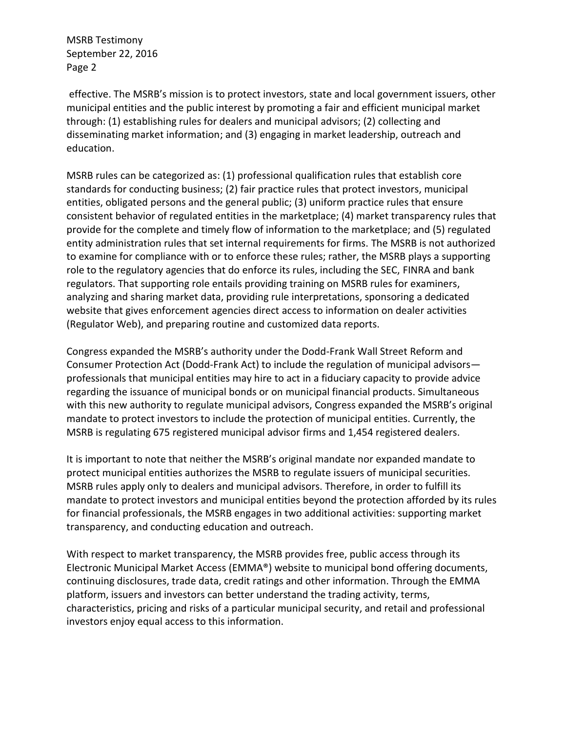effective. The MSRB's mission is to protect investors, state and local government issuers, other municipal entities and the public interest by promoting a fair and efficient municipal market through: (1) establishing rules for dealers and municipal advisors; (2) collecting and disseminating market information; and (3) engaging in market leadership, outreach and education.

MSRB rules can be categorized as: (1) professional qualification rules that establish core standards for conducting business; (2) fair practice rules that protect investors, municipal entities, obligated persons and the general public; (3) uniform practice rules that ensure consistent behavior of regulated entities in the marketplace; (4) market transparency rules that provide for the complete and timely flow of information to the marketplace; and (5) regulated entity administration rules that set internal requirements for firms. The MSRB is not authorized to examine for compliance with or to enforce these rules; rather, the MSRB plays a supporting role to the regulatory agencies that do enforce its rules, including the SEC, FINRA and bank regulators. That supporting role entails providing training on MSRB rules for examiners, analyzing and sharing market data, providing rule interpretations, sponsoring a dedicated website that gives enforcement agencies direct access to information on dealer activities (Regulator Web), and preparing routine and customized data reports.

Congress expanded the MSRB's authority under the Dodd-Frank Wall Street Reform and Consumer Protection Act (Dodd-Frank Act) to include the regulation of municipal advisors—professionals that municipal entities may hire to act in a fiduciary capacity to provide advice regarding the issuance of municipal bonds or on municipal financial products. Simultaneous with this new authority to regulate municipal advisors, Congress expanded the MSRB's original mandate to protect investors to include the protection of municipal entities. Currently, the MSRB is regulating 675 registered municipal advisor firms and 1,454 registered dealers.

It is important to note that neither the MSRB's original mandate nor expanded mandate to protect municipal entities authorizes the MSRB to regulate issuers of municipal securities. MSRB rules apply only to dealers and municipal advisors. Therefore, in order to fulfill its mandate to protect investors and municipal entities beyond the protection afforded by its rules for financial professionals, the MSRB engages in two additional activities: supporting market transparency, and conducting education and outreach.

With respect to market transparency, the MSRB provides free, public access through its Electronic Municipal Market Access (EMMA®) website to municipal bond offering documents, continuing disclosures, trade data, credit ratings and other information. Through the EMMA platform, issuers and investors can better understand the trading activity, terms, characteristics, pricing and risks of a particular municipal security, and retail and professional investors enjoy equal access to this information.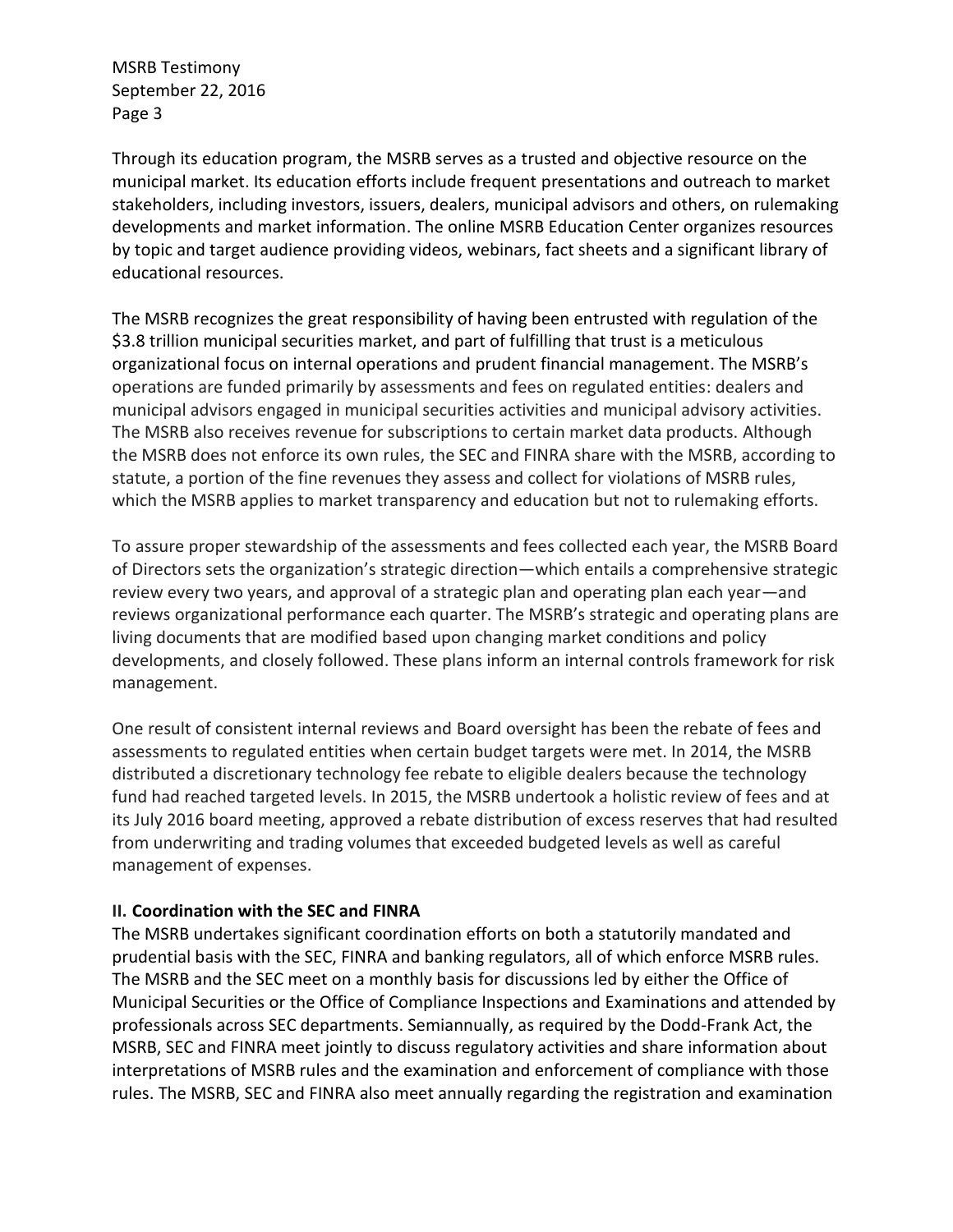Through its education program, the MSRB serves as a trusted and objective resource on the municipal market. Its education efforts include frequent presentations and outreach to market stakeholders, including investors, issuers, dealers, municipal advisors and others, on rulemaking developments and market information. The online MSRB Education Center organizes resources by topic and target audience providing videos, webinars, fact sheets and a significant library of educational resources.

The MSRB recognizes the great responsibility of having been entrusted with regulation of the $3.8 trillion municipal securities market, and part of fulfilling that trust is a meticulous organizational focus on internal operations and prudent financial management. The MSRB's operations are funded primarily by assessments and fees on regulated entities: dealers and municipal advisors engaged in municipal securities activities and municipal advisory activities. The MSRB also receives revenue for subscriptions to certain market data products. Although the MSRB does not enforce its own rules, the SEC and FINRA share with the MSRB, according to statute, a portion of the fine revenues they assess and collect for violations of MSRB rules, which the MSRB applies to market transparency and education but not to rulemaking efforts.

To assure proper stewardship of the assessments and fees collected each year, the MSRB Board of Directors sets the organization's strategic direction—which entails a comprehensive strategic review every two years, and approval of a strategic plan and operating plan each year—and reviews organizational performance each quarter. The MSRB's strategic and operating plans are living documents that are modified based upon changing market conditions and policy developments, and closely followed. These plans inform an internal controls framework for risk management.

One result of consistent internal reviews and Board oversight has been the rebate of fees and assessments to regulated entities when certain budget targets were met. In 2014, the MSRB distributed a discretionary technology fee rebate to eligible dealers because the technology fund had reached targeted levels. In 2015, the MSRB undertook a holistic review of fees and at its July 2016 board meeting, approved a rebate distribution of excess reserves that had resulted from underwriting and trading volumes that exceeded budgeted levels as well as careful management of expenses.

## II. Coordination with the SEC and FINRA

The MSRB undertakes significant coordination efforts on both a statutorily mandated and prudential basis with the SEC, FINRA and banking regulators, all of which enforce MSRB rules. The MSRB and the SEC meet on a monthly basis for discussions led by either the Office of Municipal Securities or the Office of Compliance Inspections and Examinations and attended by professionals across SEC departments. Semiannually, as required by the Dodd-Frank Act, the MSRB, SEC and FINRA meet jointly to discuss regulatory activities and share information about interpretations of MSRB rules and the examination and enforcement of compliance with those rules. The MSRB, SEC and FINRA also meet annually regarding the registration and examination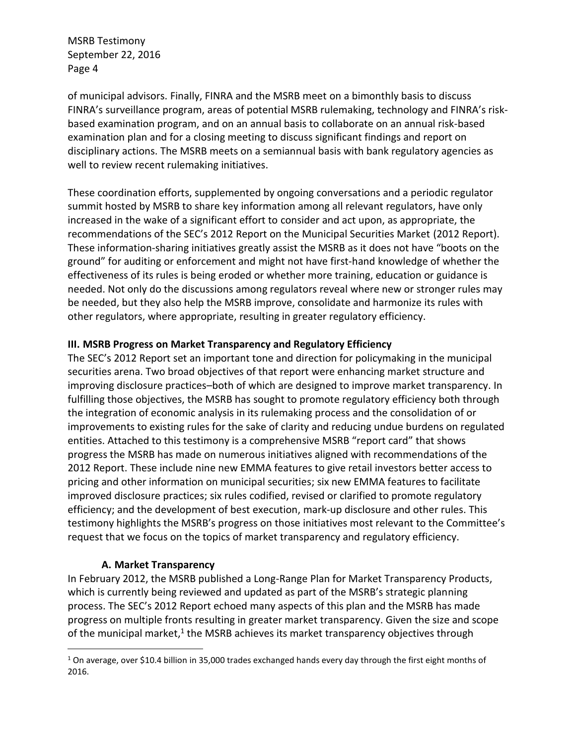of municipal advisors. Finally, FINRA and the MSRB meet on a bimonthly basis to discuss FINRA's surveillance program, areas of potential MSRB rulemaking, technology and FINRA's risk-based examination program, and on an annual basis to collaborate on an annual risk-based examination plan and for a closing meeting to discuss significant findings and report on disciplinary actions. The MSRB meets on a semiannual basis with bank regulatory agencies as well to review recent rulemaking initiatives.

These coordination efforts, supplemented by ongoing conversations and a periodic regulator summit hosted by MSRB to share key information among all relevant regulators, have only increased in the wake of a significant effort to consider and act upon, as appropriate, the recommendations of the SEC's 2012 Report on the Municipal Securities Market (2012 Report). These information-sharing initiatives greatly assist the MSRB as it does not have "boots on the ground" for auditing or enforcement and might not have first-hand knowledge of whether the effectiveness of its rules is being eroded or whether more training, education or guidance is needed. Not only do the discussions among regulators reveal where new or stronger rules may be needed, but they also help the MSRB improve, consolidate and harmonize its rules with other regulators, where appropriate, resulting in greater regulatory efficiency.

## III. MSRB Progress on Market Transparency and Regulatory Efficiency

The SEC's 2012 Report set an important tone and direction for policymaking in the municipal securities arena. Two broad objectives of that report were enhancing market structure and improving disclosure practices–both of which are designed to improve market transparency. In fulfilling those objectives, the MSRB has sought to promote regulatory efficiency both through the integration of economic analysis in its rulemaking process and the consolidation of or improvements to existing rules for the sake of clarity and reducing undue burdens on regulated entities. Attached to this testimony is a comprehensive MSRB "report card" that shows progress the MSRB has made on numerous initiatives aligned with recommendations of the 2012 Report. These include nine new EMMA features to give retail investors better access to pricing and other information on municipal securities; six new EMMA features to facilitate improved disclosure practices; six rules codified, revised or clarified to promote regulatory efficiency; and the development of best execution, mark-up disclosure and other rules. This testimony highlights the MSRB's progress on those initiatives most relevant to the Committee's request that we focus on the topics of market transparency and regulatory efficiency.

### A. Market Transparency

In February 2012, the MSRB published a Long-Range Plan for Market Transparency Products, which is currently being reviewed and updated as part of the MSRB's strategic planning process. The SEC's 2012 Report echoed many aspects of this plan and the MSRB has made progress on multiple fronts resulting in greater market transparency. Given the size and scope of the municipal market,[1] the MSRB achieves its market transparency objectives through

[1] On average, over $10.4 billion in 35,000 trades exchanged hands every day through the first eight months of 2016.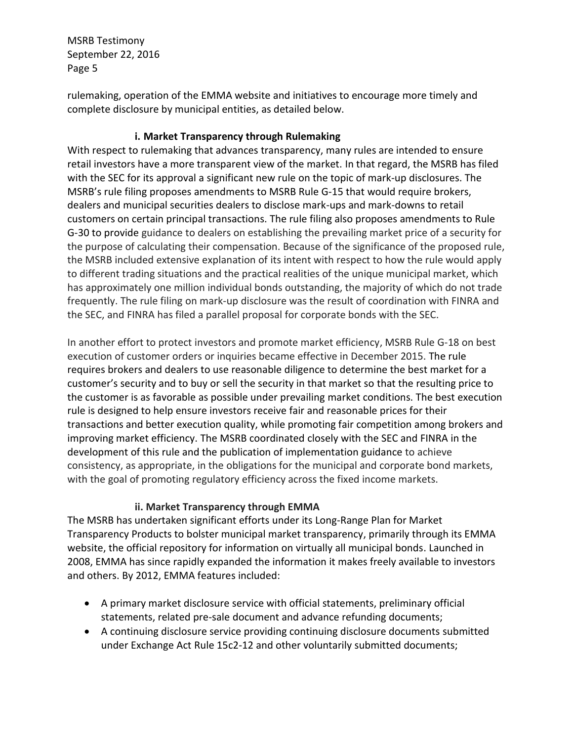rulemaking, operation of the EMMA website and initiatives to encourage more timely and complete disclosure by municipal entities, as detailed below.

### i. Market Transparency through Rulemaking

With respect to rulemaking that advances transparency, many rules are intended to ensure retail investors have a more transparent view of the market. In that regard, the MSRB has filed with the SEC for its approval a significant new rule on the topic of mark-up disclosures. The MSRB's rule filing proposes amendments to MSRB Rule G-15 that would require brokers, dealers and municipal securities dealers to disclose mark-ups and mark-downs to retail customers on certain principal transactions. The rule filing also proposes amendments to Rule G-30 to provide guidance to dealers on establishing the prevailing market price of a security for the purpose of calculating their compensation. Because of the significance of the proposed rule, the MSRB included extensive explanation of its intent with respect to how the rule would apply to different trading situations and the practical realities of the unique municipal market, which has approximately one million individual bonds outstanding, the majority of which do not trade frequently. The rule filing on mark-up disclosure was the result of coordination with FINRA and the SEC, and FINRA has filed a parallel proposal for corporate bonds with the SEC.

In another effort to protect investors and promote market efficiency, MSRB Rule G-18 on best execution of customer orders or inquiries became effective in December 2015. The rule requires brokers and dealers to use reasonable diligence to determine the best market for a customer's security and to buy or sell the security in that market so that the resulting price to the customer is as favorable as possible under prevailing market conditions. The best execution rule is designed to help ensure investors receive fair and reasonable prices for their transactions and better execution quality, while promoting fair competition among brokers and improving market efficiency. The MSRB coordinated closely with the SEC and FINRA in the development of this rule and the publication of implementation guidance to achieve consistency, as appropriate, in the obligations for the municipal and corporate bond markets, with the goal of promoting regulatory efficiency across the fixed income markets.

### ii. Market Transparency through EMMA

The MSRB has undertaken significant efforts under its Long-Range Plan for Market Transparency Products to bolster municipal market transparency, primarily through its EMMA website, the official repository for information on virtually all municipal bonds. Launched in 2008, EMMA has since rapidly expanded the information it makes freely available to investors and others. By 2012, EMMA features included:

- A primary market disclosure service with official statements, preliminary official statements, related pre-sale document and advance refunding documents;
- A continuing disclosure service providing continuing disclosure documents submitted under Exchange Act Rule 15c2-12 and other voluntarily submitted documents;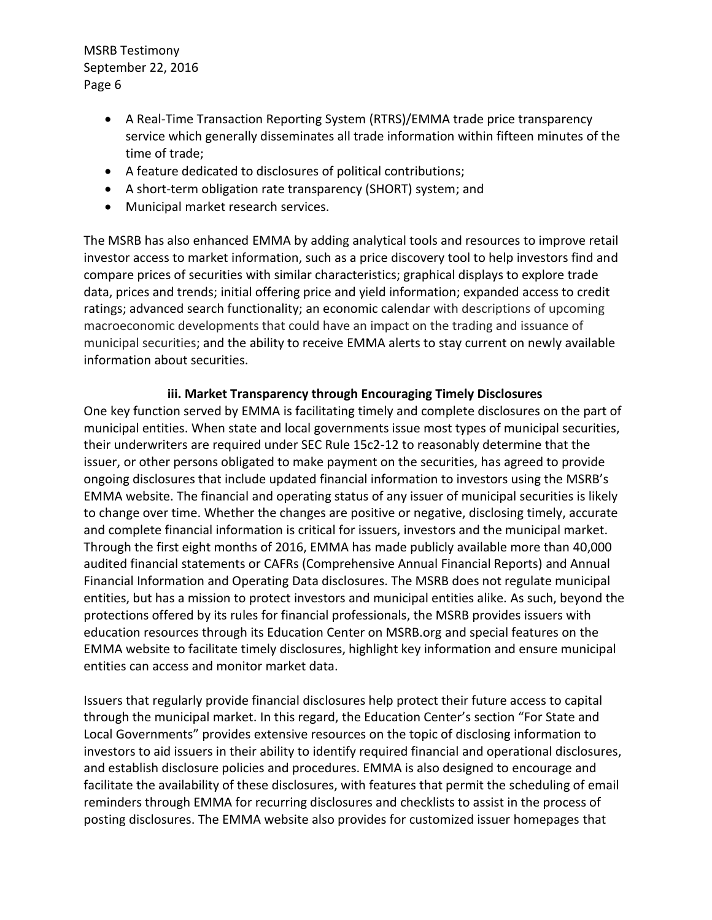- A Real-Time Transaction Reporting System (RTRS)/EMMA trade price transparency service which generally disseminates all trade information within fifteen minutes of the time of trade;
- A feature dedicated to disclosures of political contributions;
- A short-term obligation rate transparency (SHORT) system; and
- Municipal market research services.

The MSRB has also enhanced EMMA by adding analytical tools and resources to improve retail investor access to market information, such as a price discovery tool to help investors find and compare prices of securities with similar characteristics; graphical displays to explore trade data, prices and trends; initial offering price and yield information; expanded access to credit ratings; advanced search functionality; an economic calendar with descriptions of upcoming macroeconomic developments that could have an impact on the trading and issuance of municipal securities; and the ability to receive EMMA alerts to stay current on newly available information about securities.

**iii. Market Transparency through Encouraging Timely Disclosures**

One key function served by EMMA is facilitating timely and complete disclosures on the part of municipal entities. When state and local governments issue most types of municipal securities, their underwriters are required under SEC Rule 15c2-12 to reasonably determine that the issuer, or other persons obligated to make payment on the securities, has agreed to provide ongoing disclosures that include updated financial information to investors using the MSRB's EMMA website. The financial and operating status of any issuer of municipal securities is likely to change over time. Whether the changes are positive or negative, disclosing timely, accurate and complete financial information is critical for issuers, investors and the municipal market. Through the first eight months of 2016, EMMA has made publicly available more than 40,000 audited financial statements or CAFRs (Comprehensive Annual Financial Reports) and Annual Financial Information and Operating Data disclosures. The MSRB does not regulate municipal entities, but has a mission to protect investors and municipal entities alike. As such, beyond the protections offered by its rules for financial professionals, the MSRB provides issuers with education resources through its Education Center on MSRB.org and special features on the EMMA website to facilitate timely disclosures, highlight key information and ensure municipal entities can access and monitor market data.

Issuers that regularly provide financial disclosures help protect their future access to capital through the municipal market. In this regard, the Education Center's section "For State and Local Governments" provides extensive resources on the topic of disclosing information to investors to aid issuers in their ability to identify required financial and operational disclosures, and establish disclosure policies and procedures. EMMA is also designed to encourage and facilitate the availability of these disclosures, with features that permit the scheduling of email reminders through EMMA for recurring disclosures and checklists to assist in the process of posting disclosures. The EMMA website also provides for customized issuer homepages that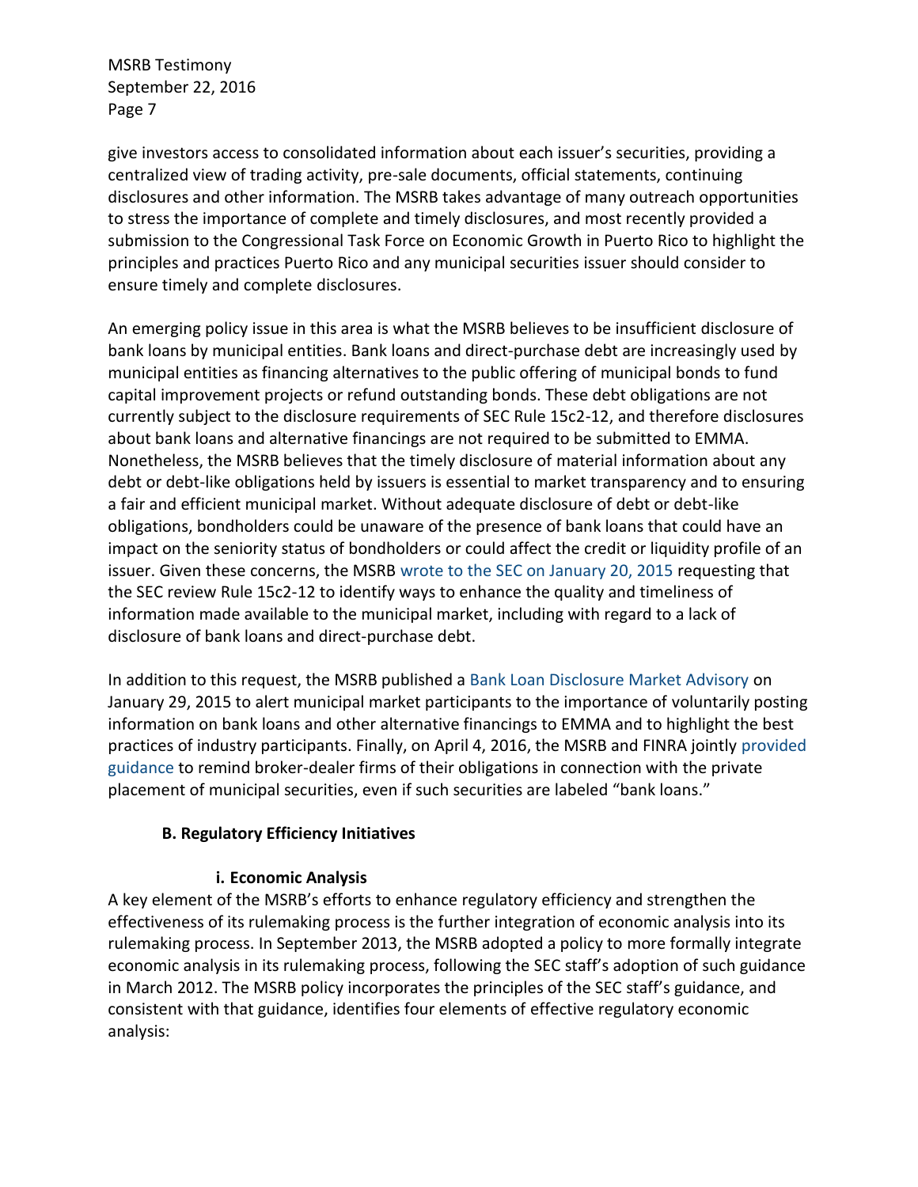give investors access to consolidated information about each issuer's securities, providing a centralized view of trading activity, pre-sale documents, official statements, continuing disclosures and other information. The MSRB takes advantage of many outreach opportunities to stress the importance of complete and timely disclosures, and most recently provided a submission to the Congressional Task Force on Economic Growth in Puerto Rico to highlight the principles and practices Puerto Rico and any municipal securities issuer should consider to ensure timely and complete disclosures.

An emerging policy issue in this area is what the MSRB believes to be insufficient disclosure of bank loans by municipal entities. Bank loans and direct-purchase debt are increasingly used by municipal entities as financing alternatives to the public offering of municipal bonds to fund capital improvement projects or refund outstanding bonds. These debt obligations are not currently subject to the disclosure requirements of SEC Rule 15c2-12, and therefore disclosures about bank loans and alternative financings are not required to be submitted to EMMA. Nonetheless, the MSRB believes that the timely disclosure of material information about any debt or debt-like obligations held by issuers is essential to market transparency and to ensuring a fair and efficient municipal market. Without adequate disclosure of debt or debt-like obligations, bondholders could be unaware of the presence of bank loans that could have an impact on the seniority status of bondholders or could affect the credit or liquidity profile of an issuer. Given these concerns, the MSRB wrote to the SEC on January 20, 2015 requesting that the SEC review Rule 15c2-12 to identify ways to enhance the quality and timeliness of information made available to the municipal market, including with regard to a lack of disclosure of bank loans and direct-purchase debt.

In addition to this request, the MSRB published a Bank Loan Disclosure Market Advisory on January 29, 2015 to alert municipal market participants to the importance of voluntarily posting information on bank loans and other alternative financings to EMMA and to highlight the best practices of industry participants. Finally, on April 4, 2016, the MSRB and FINRA jointly provided guidance to remind broker-dealer firms of their obligations in connection with the private placement of municipal securities, even if such securities are labeled "bank loans."

### B. Regulatory Efficiency Initiatives

#### i. Economic Analysis

A key element of the MSRB's efforts to enhance regulatory efficiency and strengthen the effectiveness of its rulemaking process is the further integration of economic analysis into its rulemaking process. In September 2013, the MSRB adopted a policy to more formally integrate economic analysis in its rulemaking process, following the SEC staff's adoption of such guidance in March 2012. The MSRB policy incorporates the principles of the SEC staff's guidance, and consistent with that guidance, identifies four elements of effective regulatory economic analysis: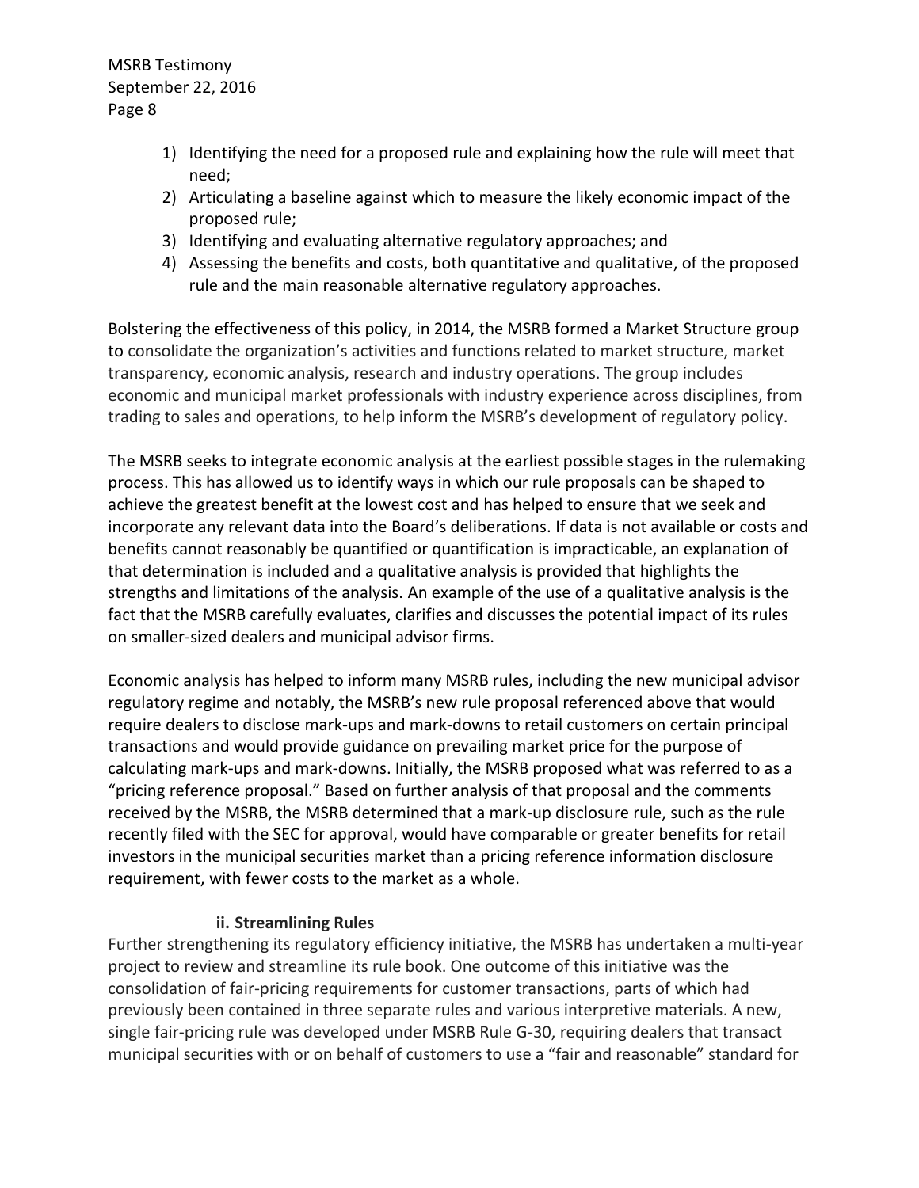1) Identifying the need for a proposed rule and explaining how the rule will meet that need;
2) Articulating a baseline against which to measure the likely economic impact of the proposed rule;
3) Identifying and evaluating alternative regulatory approaches; and
4) Assessing the benefits and costs, both quantitative and qualitative, of the proposed rule and the main reasonable alternative regulatory approaches.

Bolstering the effectiveness of this policy, in 2014, the MSRB formed a Market Structure group to consolidate the organization's activities and functions related to market structure, market transparency, economic analysis, research and industry operations. The group includes economic and municipal market professionals with industry experience across disciplines, from trading to sales and operations, to help inform the MSRB's development of regulatory policy.

The MSRB seeks to integrate economic analysis at the earliest possible stages in the rulemaking process. This has allowed us to identify ways in which our rule proposals can be shaped to achieve the greatest benefit at the lowest cost and has helped to ensure that we seek and incorporate any relevant data into the Board's deliberations. If data is not available or costs and benefits cannot reasonably be quantified or quantification is impracticable, an explanation of that determination is included and a qualitative analysis is provided that highlights the strengths and limitations of the analysis. An example of the use of a qualitative analysis is the fact that the MSRB carefully evaluates, clarifies and discusses the potential impact of its rules on smaller-sized dealers and municipal advisor firms.

Economic analysis has helped to inform many MSRB rules, including the new municipal advisor regulatory regime and notably, the MSRB's new rule proposal referenced above that would require dealers to disclose mark-ups and mark-downs to retail customers on certain principal transactions and would provide guidance on prevailing market price for the purpose of calculating mark-ups and mark-downs. Initially, the MSRB proposed what was referred to as a "pricing reference proposal." Based on further analysis of that proposal and the comments received by the MSRB, the MSRB determined that a mark-up disclosure rule, such as the rule recently filed with the SEC for approval, would have comparable or greater benefits for retail investors in the municipal securities market than a pricing reference information disclosure requirement, with fewer costs to the market as a whole.

#### ii. Streamlining Rules

Further strengthening its regulatory efficiency initiative, the MSRB has undertaken a multi-year project to review and streamline its rule book. One outcome of this initiative was the consolidation of fair-pricing requirements for customer transactions, parts of which had previously been contained in three separate rules and various interpretive materials. A new, single fair-pricing rule was developed under MSRB Rule G-30, requiring dealers that transact municipal securities with or on behalf of customers to use a "fair and reasonable" standard for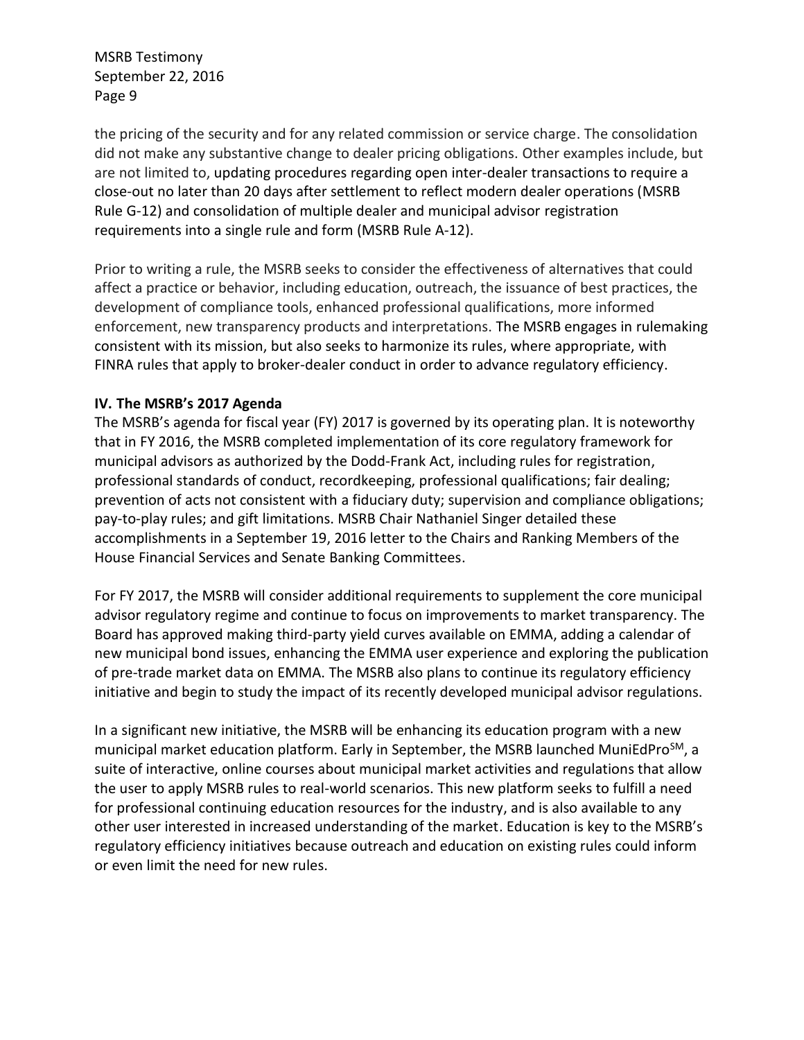the pricing of the security and for any related commission or service charge. The consolidation did not make any substantive change to dealer pricing obligations. Other examples include, but are not limited to, updating procedures regarding open inter-dealer transactions to require a close-out no later than 20 days after settlement to reflect modern dealer operations (MSRB Rule G-12) and consolidation of multiple dealer and municipal advisor registration requirements into a single rule and form (MSRB Rule A-12).

Prior to writing a rule, the MSRB seeks to consider the effectiveness of alternatives that could affect a practice or behavior, including education, outreach, the issuance of best practices, the development of compliance tools, enhanced professional qualifications, more informed enforcement, new transparency products and interpretations. The MSRB engages in rulemaking consistent with its mission, but also seeks to harmonize its rules, where appropriate, with FINRA rules that apply to broker-dealer conduct in order to advance regulatory efficiency.

**IV. The MSRB's 2017 Agenda**

The MSRB's agenda for fiscal year (FY) 2017 is governed by its operating plan. It is noteworthy that in FY 2016, the MSRB completed implementation of its core regulatory framework for municipal advisors as authorized by the Dodd-Frank Act, including rules for registration, professional standards of conduct, recordkeeping, professional qualifications; fair dealing; prevention of acts not consistent with a fiduciary duty; supervision and compliance obligations; pay-to-play rules; and gift limitations. MSRB Chair Nathaniel Singer detailed these accomplishments in a September 19, 2016 letter to the Chairs and Ranking Members of the House Financial Services and Senate Banking Committees.

For FY 2017, the MSRB will consider additional requirements to supplement the core municipal advisor regulatory regime and continue to focus on improvements to market transparency. The Board has approved making third-party yield curves available on EMMA, adding a calendar of new municipal bond issues, enhancing the EMMA user experience and exploring the publication of pre-trade market data on EMMA. The MSRB also plans to continue its regulatory efficiency initiative and begin to study the impact of its recently developed municipal advisor regulations.

In a significant new initiative, the MSRB will be enhancing its education program with a new municipal market education platform. Early in September, the MSRB launched MuniEdPro$^{SM}$, a suite of interactive, online courses about municipal market activities and regulations that allow the user to apply MSRB rules to real-world scenarios. This new platform seeks to fulfill a need for professional continuing education resources for the industry, and is also available to any other user interested in increased understanding of the market. Education is key to the MSRB's regulatory efficiency initiatives because outreach and education on existing rules could inform or even limit the need for new rules.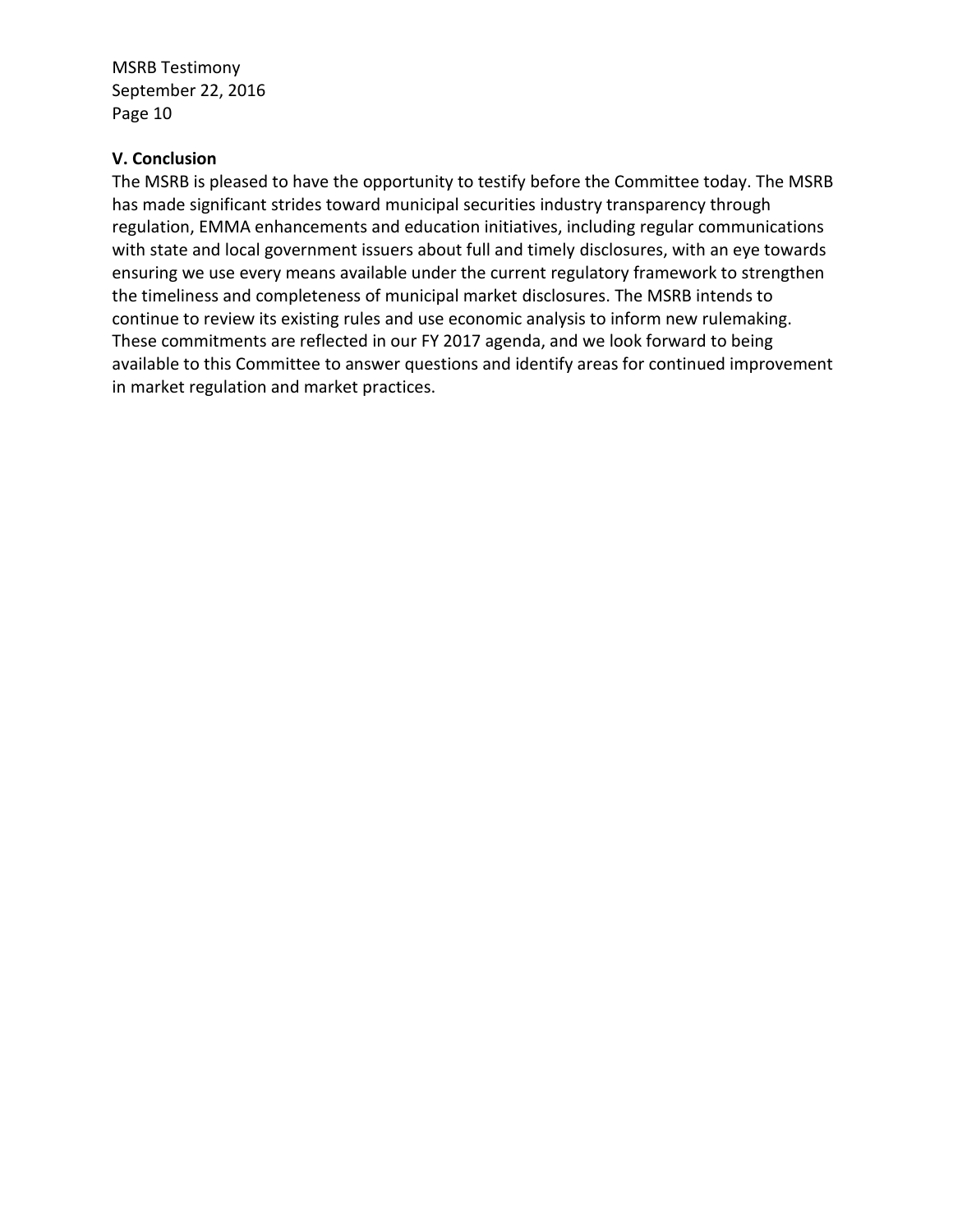**V. Conclusion**

The MSRB is pleased to have the opportunity to testify before the Committee today. The MSRB has made significant strides toward municipal securities industry transparency through regulation, EMMA enhancements and education initiatives, including regular communications with state and local government issuers about full and timely disclosures, with an eye towards ensuring we use every means available under the current regulatory framework to strengthen the timeliness and completeness of municipal market disclosures. The MSRB intends to continue to review its existing rules and use economic analysis to inform new rulemaking. These commitments are reflected in our FY 2017 agenda, and we look forward to being available to this Committee to answer questions and identify areas for continued improvement in market regulation and market practices.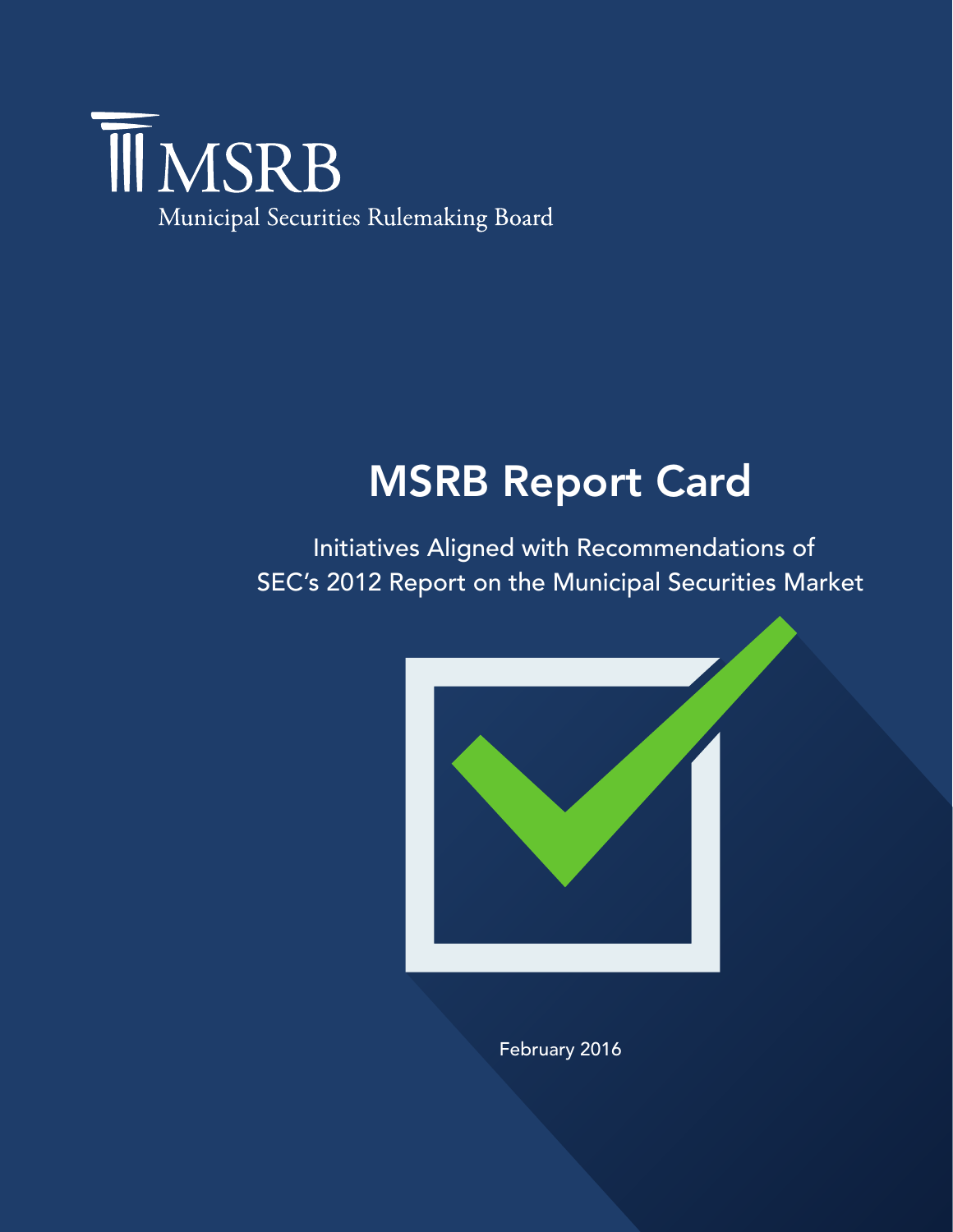MSRB

Municipal Securities Rulemaking Board

# MSRB Report Card

## Initiatives Aligned with Recommendations of SEC's 2012 Report on the Municipal Securities Market

February 2016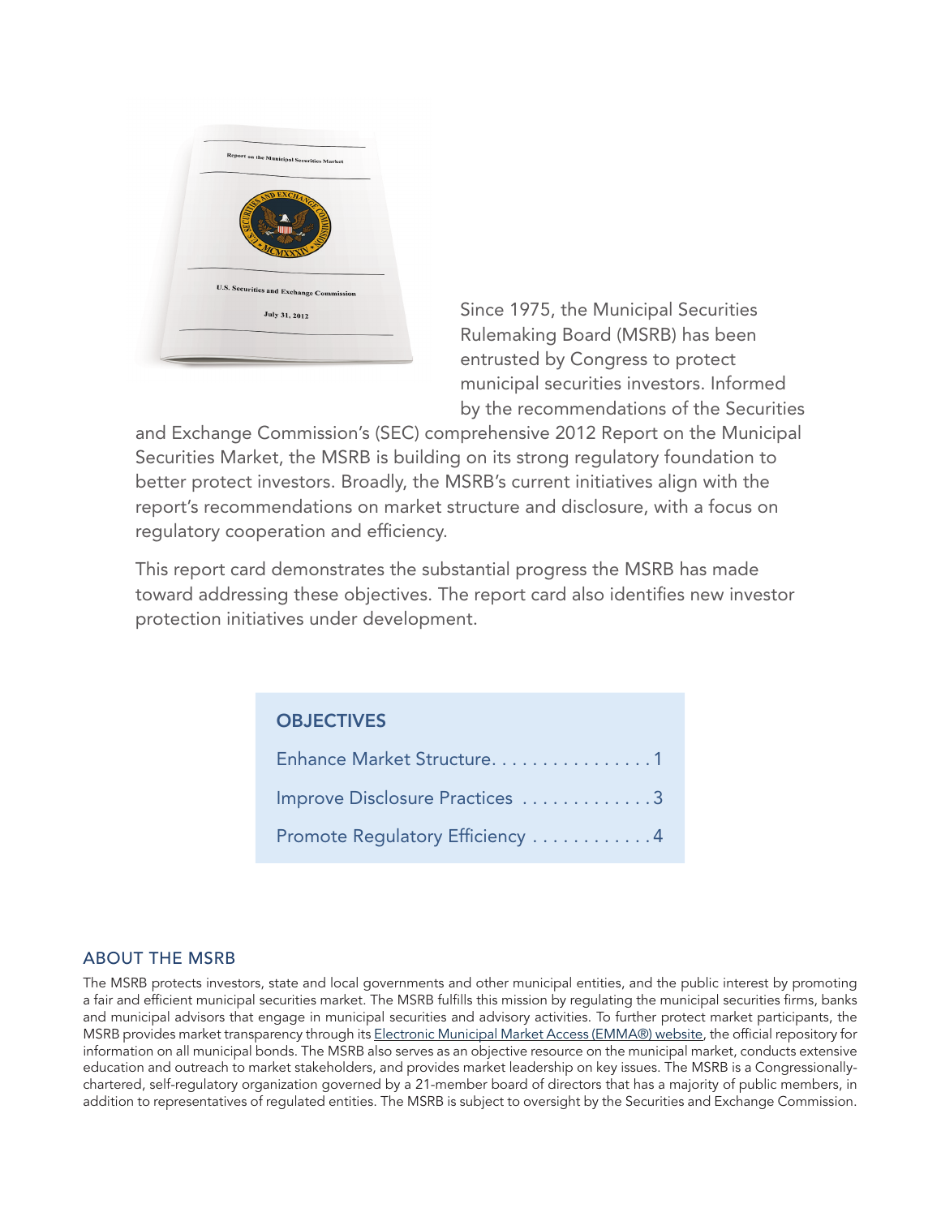Since 1975, the Municipal Securities Rulemaking Board (MSRB) has been entrusted by Congress to protect municipal securities investors. Informed by the recommendations of the Securities and Exchange Commission's (SEC) comprehensive 2012 Report on the Municipal Securities Market, the MSRB is building on its strong regulatory foundation to better protect investors. Broadly, the MSRB's current initiatives align with the report's recommendations on market structure and disclosure, with a focus on regulatory cooperation and efficiency.

This report card demonstrates the substantial progress the MSRB has made toward addressing these objectives. The report card also identifies new investor protection initiatives under development.

## OBJECTIVES

Enhance Market Structure . . . . . . . . . . . . . . . . 1

Improve Disclosure Practices . . . . . . . . . . . . . 3

Promote Regulatory Efficiency . . . . . . . . . . . . 4

## ABOUT THE MSRB

The MSRB protects investors, state and local governments and other municipal entities, and the public interest by promoting a fair and efficient municipal securities market. The MSRB fulfills this mission by regulating the municipal securities firms, banks and municipal advisors that engage in municipal securities and advisory activities. To further protect market participants, the MSRB provides market transparency through its Electronic Municipal Market Access (EMMA®) website, the official repository for information on all municipal bonds. The MSRB also serves as an objective resource on the municipal market, conducts extensive education and outreach to market stakeholders, and provides market leadership on key issues. The MSRB is a Congressionally-chartered, self-regulatory organization governed by a 21-member board of directors that has a majority of public members, in addition to representatives of regulated entities. The MSRB is subject to oversight by the Securities and Exchange Commission.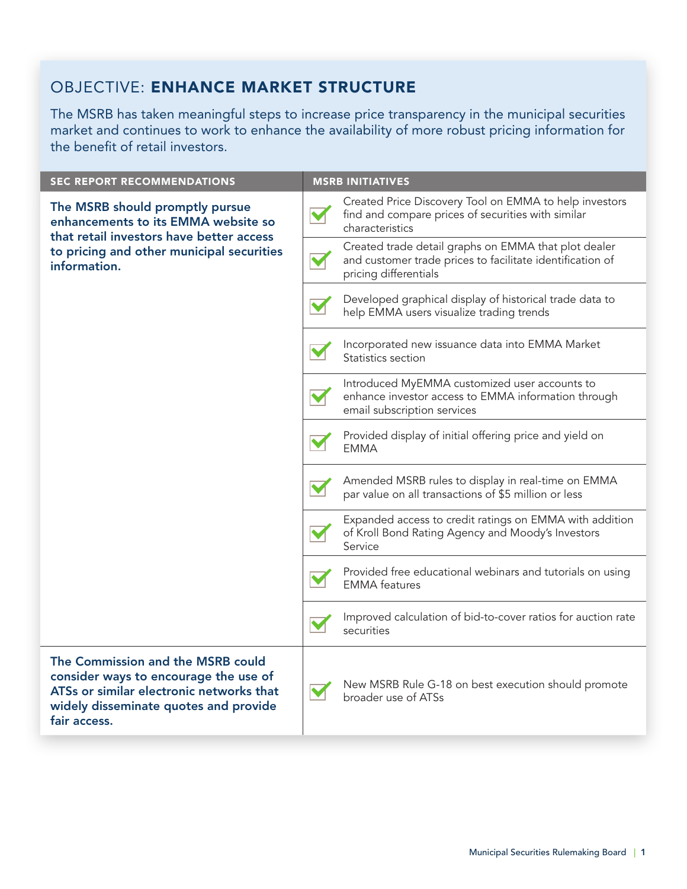## OBJECTIVE: **ENHANCE MARKET STRUCTURE**

The MSRB has taken meaningful steps to increase price transparency in the municipal securities market and continues to work to enhance the availability of more robust pricing information for the benefit of retail investors.

| SEC REPORT RECOMMENDATIONS | MSRB INITIATIVES |
|---|---|
| **The MSRB should promptly pursue enhancements to its EMMA website so that retail investors have better access to pricing and other municipal securities information.** | ✓ Created Price Discovery Tool on EMMA to help investors find and compare prices of securities with similar characteristics |
| | ✓ Created trade detail graphs on EMMA that plot dealer and customer trade prices to facilitate identification of pricing differentials |
| | ✓ Developed graphical display of historical trade data to help EMMA users visualize trading trends |
| | ✓ Incorporated new issuance data into EMMA Market Statistics section |
| | ✓ Introduced MyEMMA customized user accounts to enhance investor access to EMMA information through email subscription services |
| | ✓ Provided display of initial offering price and yield on EMMA |
| | ✓ Amended MSRB rules to display in real-time on EMMA par value on all transactions of $5 million or less |
| | ✓ Expanded access to credit ratings on EMMA with addition of Kroll Bond Rating Agency and Moody's Investors Service |
| | ✓ Provided free educational webinars and tutorials on using EMMA features |
| | ✓ Improved calculation of bid-to-cover ratios for auction rate securities |
| **The Commission and the MSRB could consider ways to encourage the use of ATSs or similar electronic networks that widely disseminate quotes and provide fair access.** | ✓ New MSRB Rule G-18 on best execution should promote broader use of ATSs |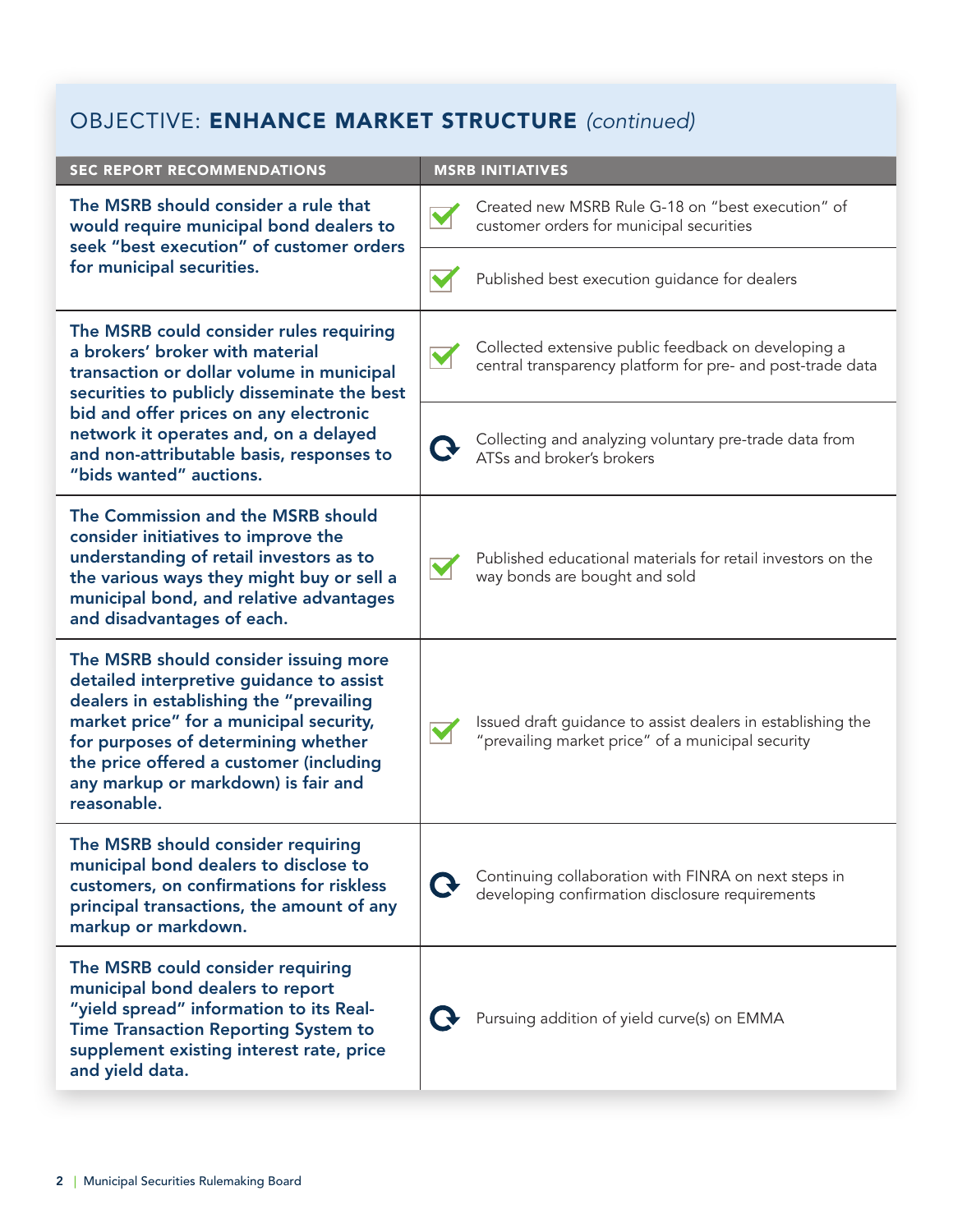## OBJECTIVE: **ENHANCE MARKET STRUCTURE** *(continued)*

| SEC REPORT RECOMMENDATIONS | MSRB INITIATIVES |
|---|---|
| **The MSRB should consider a rule that would require municipal bond dealers to seek "best execution" of customer orders for municipal securities.** | ✔ Created new MSRB Rule G-18 on "best execution" of customer orders for municipal securities |
| | ✔ Published best execution guidance for dealers |
| **The MSRB could consider rules requiring a brokers' broker with material transaction or dollar volume in municipal securities to publicly disseminate the best bid and offer prices on any electronic network it operates and, on a delayed and non-attributable basis, responses to "bids wanted" auctions.** | ✔ Collected extensive public feedback on developing a central transparency platform for pre- and post-trade data |
| | ⟳ Collecting and analyzing voluntary pre-trade data from ATSs and broker's brokers |
| **The Commission and the MSRB should consider initiatives to improve the understanding of retail investors as to the various ways they might buy or sell a municipal bond, and relative advantages and disadvantages of each.** | ✔ Published educational materials for retail investors on the way bonds are bought and sold |
| **The MSRB should consider issuing more detailed interpretive guidance to assist dealers in establishing the "prevailing market price" for a municipal security, for purposes of determining whether the price offered a customer (including any markup or markdown) is fair and reasonable.** | ✔ Issued draft guidance to assist dealers in establishing the "prevailing market price" of a municipal security |
| **The MSRB should consider requiring municipal bond dealers to disclose to customers, on confirmations for riskless principal transactions, the amount of any markup or markdown.** | ⟳ Continuing collaboration with FINRA on next steps in developing confirmation disclosure requirements |
| **The MSRB could consider requiring municipal bond dealers to report "yield spread" information to its Real-Time Transaction Reporting System to supplement existing interest rate, price and yield data.** | ⟳ Pursuing addition of yield curve(s) on EMMA |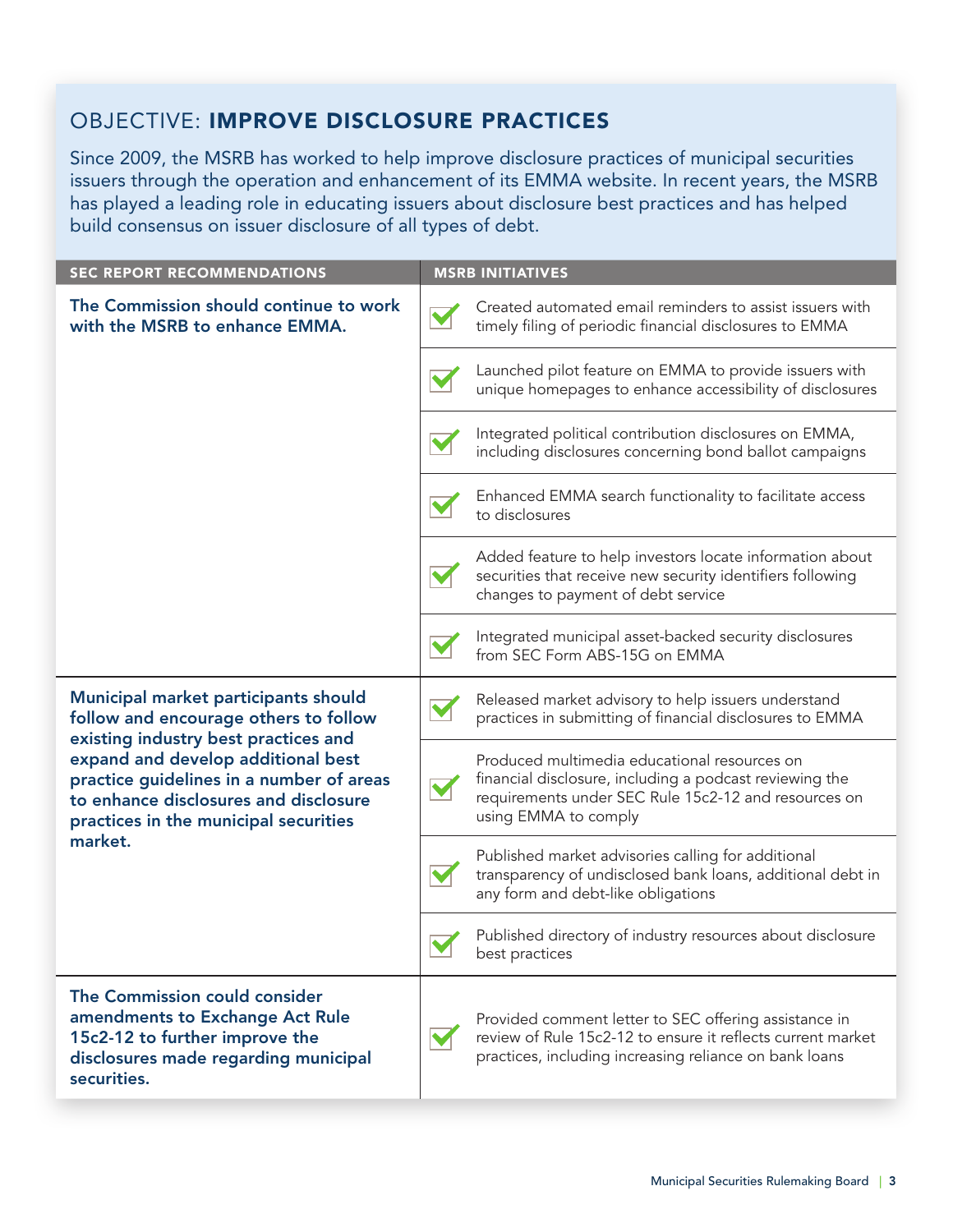## OBJECTIVE: **IMPROVE DISCLOSURE PRACTICES**

Since 2009, the MSRB has worked to help improve disclosure practices of municipal securities issuers through the operation and enhancement of its EMMA website. In recent years, the MSRB has played a leading role in educating issuers about disclosure best practices and has helped build consensus on issuer disclosure of all types of debt.

| SEC REPORT RECOMMENDATIONS | MSRB INITIATIVES |
|---|---|
| **The Commission should continue to work with the MSRB to enhance EMMA.** | ✓ Created automated email reminders to assist issuers with timely filing of periodic financial disclosures to EMMA |
| | ✓ Launched pilot feature on EMMA to provide issuers with unique homepages to enhance accessibility of disclosures |
| | ✓ Integrated political contribution disclosures on EMMA, including disclosures concerning bond ballot campaigns |
| | ✓ Enhanced EMMA search functionality to facilitate access to disclosures |
| | ✓ Added feature to help investors locate information about securities that receive new security identifiers following changes to payment of debt service |
| | ✓ Integrated municipal asset-backed security disclosures from SEC Form ABS-15G on EMMA |
| **Municipal market participants should follow and encourage others to follow existing industry best practices and expand and develop additional best practice guidelines in a number of areas to enhance disclosures and disclosure practices in the municipal securities market.** | ✓ Released market advisory to help issuers understand practices in submitting of financial disclosures to EMMA |
| | ✓ Produced multimedia educational resources on financial disclosure, including a podcast reviewing the requirements under SEC Rule 15c2-12 and resources on using EMMA to comply |
| | ✓ Published market advisories calling for additional transparency of undisclosed bank loans, additional debt in any form and debt-like obligations |
| | ✓ Published directory of industry resources about disclosure best practices |
| **The Commission could consider amendments to Exchange Act Rule 15c2-12 to further improve the disclosures made regarding municipal securities.** | ✓ Provided comment letter to SEC offering assistance in review of Rule 15c2-12 to ensure it reflects current market practices, including increasing reliance on bank loans |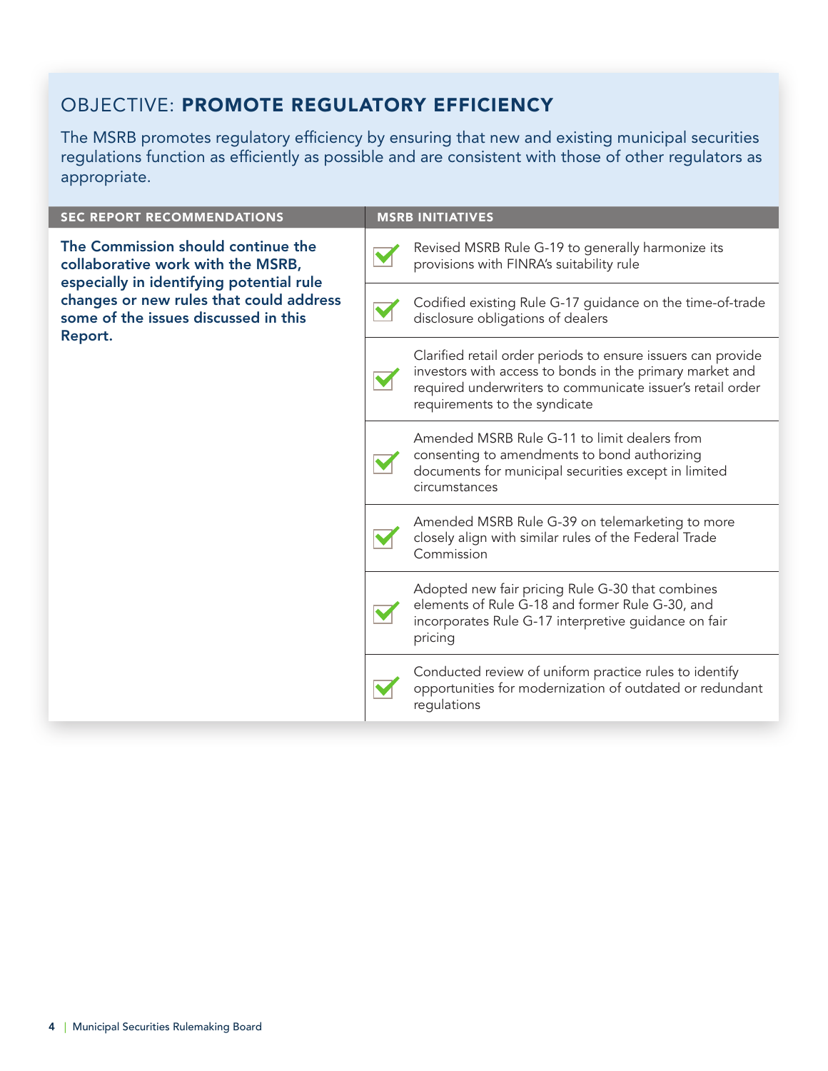## OBJECTIVE: **PROMOTE REGULATORY EFFICIENCY**

The MSRB promotes regulatory efficiency by ensuring that new and existing municipal securities regulations function as efficiently as possible and are consistent with those of other regulators as appropriate.

| SEC REPORT RECOMMENDATIONS | MSRB INITIATIVES |
|---|---|
| **The Commission should continue the collaborative work with the MSRB, especially in identifying potential rule changes or new rules that could address some of the issues discussed in this Report.** | ✔ Revised MSRB Rule G-19 to generally harmonize its provisions with FINRA's suitability rule |
| | ✔ Codified existing Rule G-17 guidance on the time-of-trade disclosure obligations of dealers |
| | ✔ Clarified retail order periods to ensure issuers can provide investors with access to bonds in the primary market and required underwriters to communicate issuer's retail order requirements to the syndicate |
| | ✔ Amended MSRB Rule G-11 to limit dealers from consenting to amendments to bond authorizing documents for municipal securities except in limited circumstances |
| | ✔ Amended MSRB Rule G-39 on telemarketing to more closely align with similar rules of the Federal Trade Commission |
| | ✔ Adopted new fair pricing Rule G-30 that combines elements of Rule G-18 and former Rule G-30, and incorporates Rule G-17 interpretive guidance on fair pricing |
| | ✔ Conducted review of uniform practice rules to identify opportunities for modernization of outdated or redundant regulations |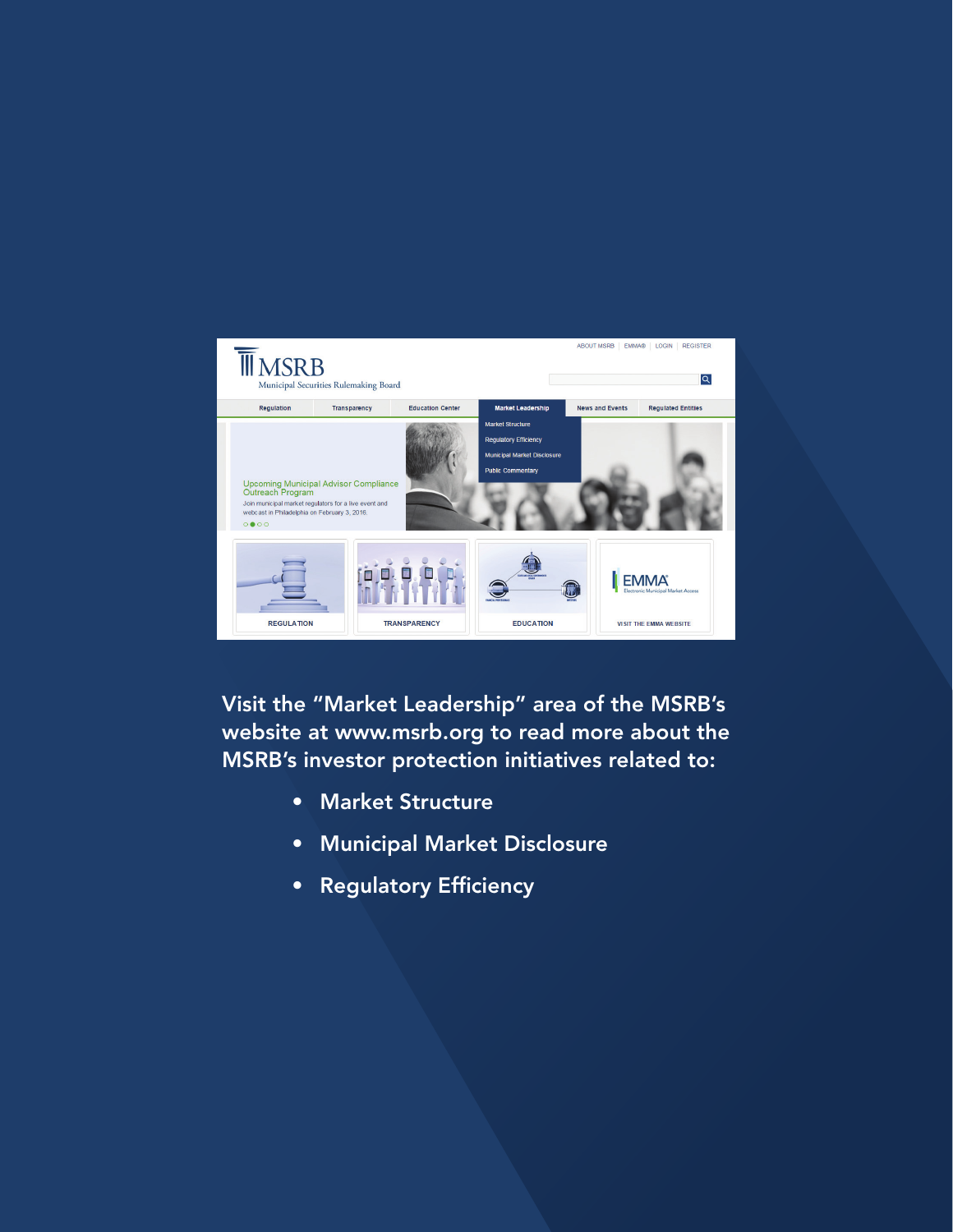Visit the "Market Leadership" area of the MSRB's website at www.msrb.org to read more about the MSRB's investor protection initiatives related to:

- Market Structure
- Municipal Market Disclosure
- Regulatory Efficiency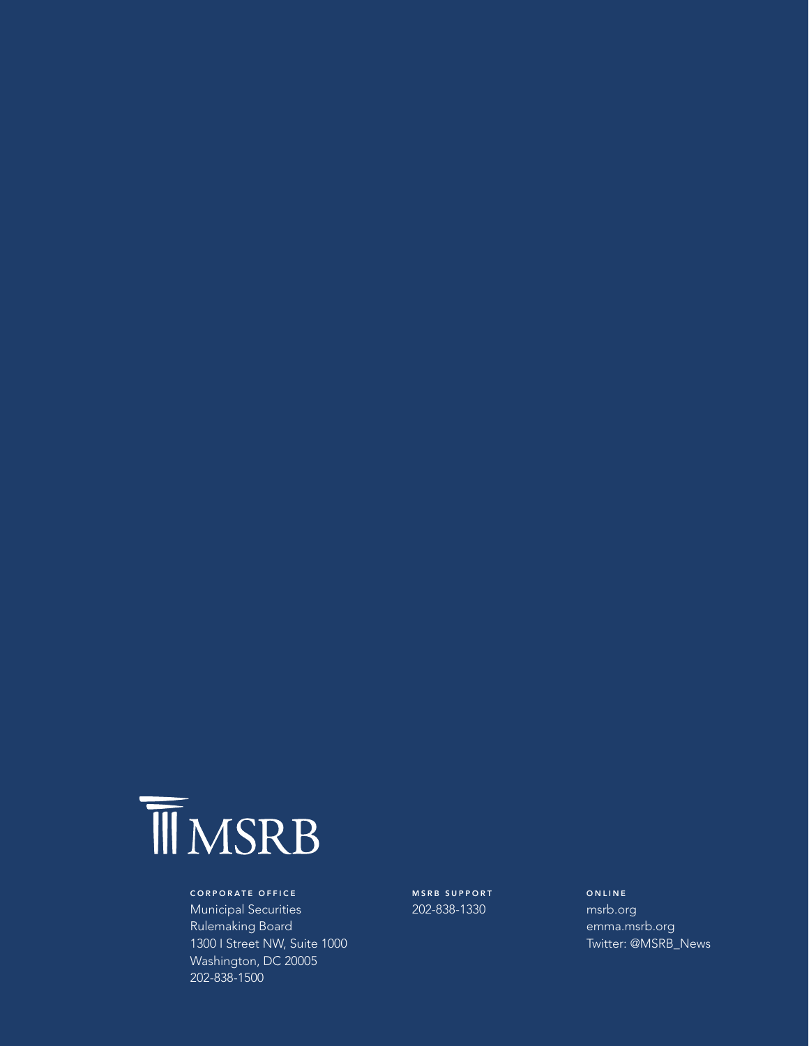MSRB

**CORPORATE OFFICE**

Municipal Securities
Rulemaking Board
1300 I Street NW, Suite 1000
Washington, DC 20005
202-838-1500

**MSRB SUPPORT**

202-838-1330

**ONLINE**

msrb.org
emma.msrb.org
Twitter: @MSRB_News